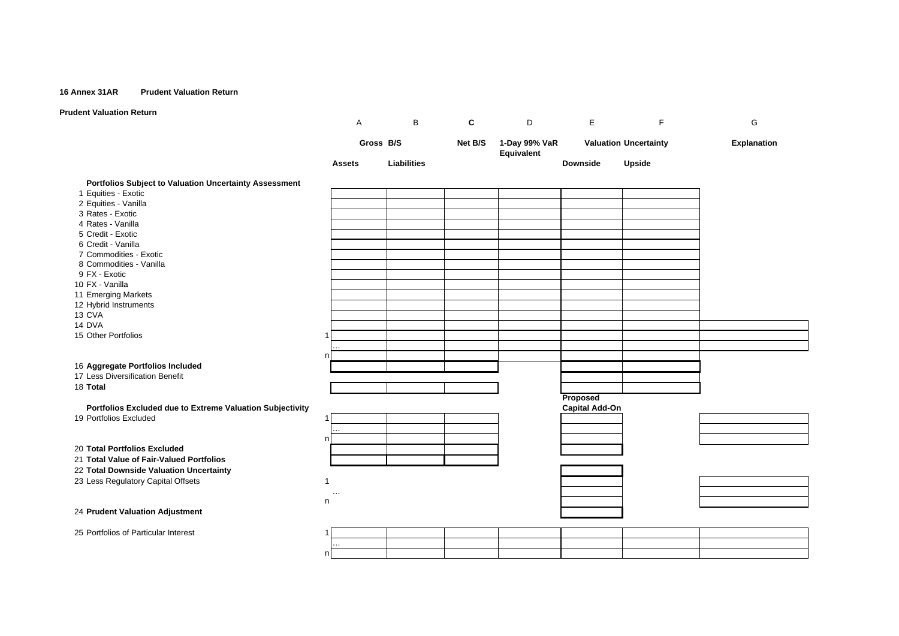**16 Annex 31AR Prudent Valuation Return**

**Prudent Valuation Return**

| | | A | B | C | D | E | F | G |
|---|---|---|---|---|---|---|---|---|
| | | Gross B/S | | **Net B/S** | 1-Day 99% VaR Equivalent | Valuation Uncertainty | | Explanation |
| | | Assets | Liabilities | | | Downside | Upside | |
| **Portfolios Subject to Valuation Uncertainty Assessment** | | | | | | | | |
| 1 Equities - Exotic | | | | | | | | |
| 2 Equities - Vanilla | | | | | | | | |
| 3 Rates - Exotic | | | | | | | | |
| 4 Rates - Vanilla | | | | | | | | |
| 5 Credit - Exotic | | | | | | | | |
| 6 Credit - Vanilla | | | | | | | | |
| 7 Commodities - Exotic | | | | | | | | |
| 8 Commodities - Vanilla | | | | | | | | |
| 9 FX - Exotic | | | | | | | | |
| 10 FX - Vanilla | | | | | | | | |
| 11 Emerging Markets | | | | | | | | |
| 12 Hybrid Instruments | | | | | | | | |
| 13 CVA | | | | | | | | |
| 14 DVA | | | | | | | | |
| 15 Other Portfolios | 1 | | | | | | | |
| | | ... | | | | | | |
| | n | | | | | | | |
| 16 **Aggregate Portfolios Included** | | | | | | | | |
| 17 Less Diversification Benefit | | | | | | | | |
| 18 **Total** | | | | | | | | |
| | | | | | | Proposed Capital Add-On | | |
| **Portfolios Excluded due to Extreme Valuation Subjectivity** | | | | | | | | |
| 19 Portfolios Excluded | 1 | | | | | | | |
| | | ... | | | | | | |
| | n | | | | | | | |
| 20 **Total Portfolios Excluded** | | | | | | | | |
| 21 **Total Value of Fair-Valued Portfolios** | | | | | | | | |
| 22 **Total Downside Valuation Uncertainty** | | | | | | | | |
| 23 Less Regulatory Capital Offsets | 1 | | | | | | | |
| | | ... | | | | | | |
| | n | | | | | | | |
| 24 **Prudent Valuation Adjustment** | | | | | | | | |
| 25 Portfolios of Particular Interest | 1 | | | | | | | |
| | | ... | | | | | | |
| | n | | | | | | | |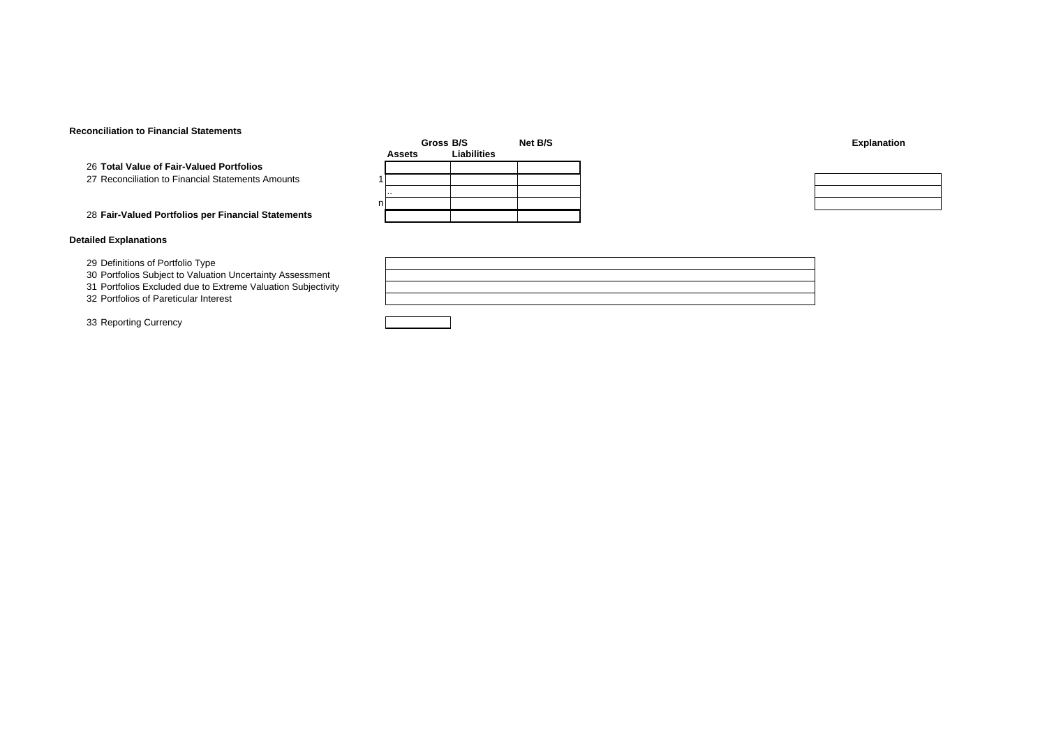**Reconciliation to Financial Statements**

| | | Gross B/S Assets | Gross B/S Liabilities | Net B/S | Explanation |
|---|---|---|---|---|---|
| 26 **Total Value of Fair-Valued Portfolios** | | | | | |
| 27 Reconciliation to Financial Statements Amounts | 1 | | | | |
| | .. | | | | |
| | n | | | | |
| 28 **Fair-Valued Portfolios per Financial Statements** | | | | | |

**Detailed Explanations**

| | |
|---|---|
| 29 Definitions of Portfolio Type | |
| 30 Portfolios Subject to Valuation Uncertainty Assessment | |
| 31 Portfolios Excluded due to Extreme Valuation Subjectivity | |
| 32 Portfolios of Pareticular Interest | |
| 33 Reporting Currency | |